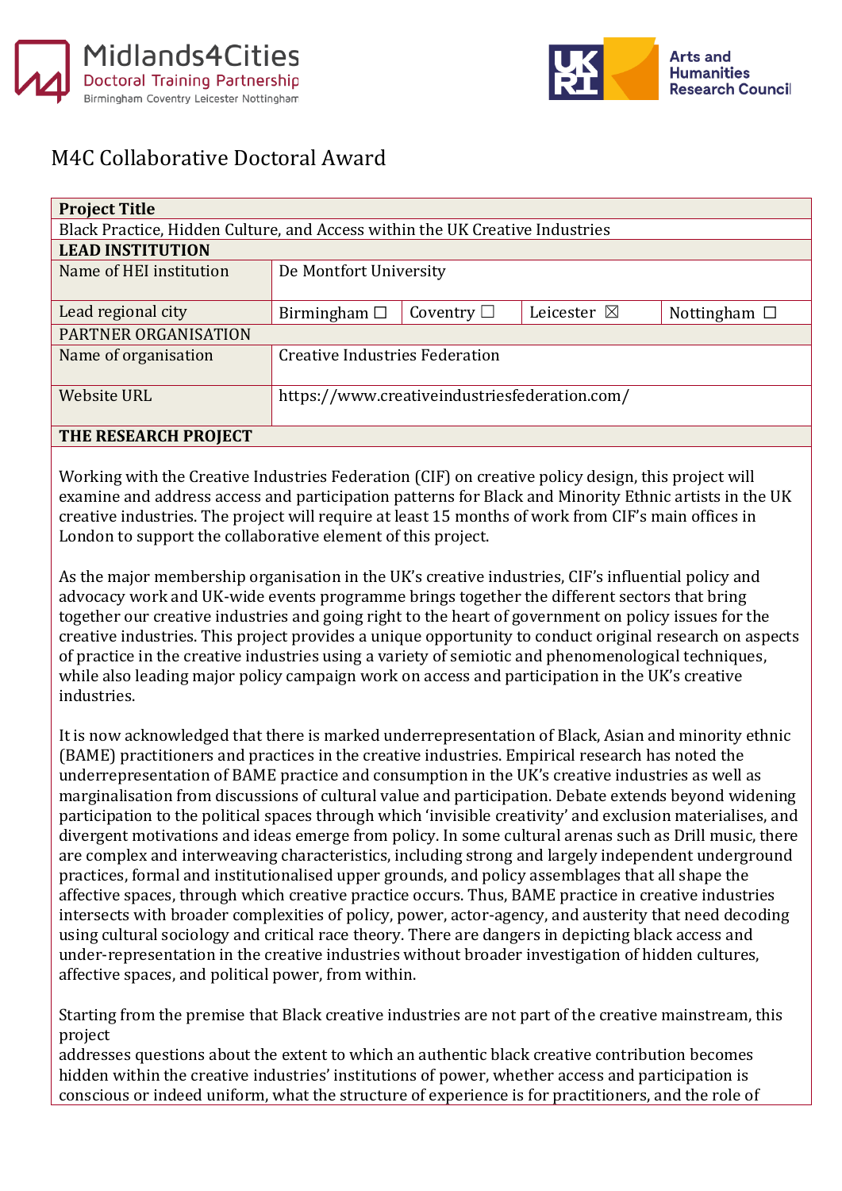Midlands4Cities Doctoral Training Partnership
Birmingham Coventry Leicester Nottingham

Arts and Humanities Research Council

# M4C Collaborative Doctoral Award

| **Project Title** | | | | |
|---|---|---|---|---|
| Black Practice, Hidden Culture, and Access within the UK Creative Industries | | | | |
| **LEAD INSTITUTION** | | | | |
| Name of HEI institution | De Montfort University | | | |
| Lead regional city | Birmingham ☐ | Coventry ☐ | Leicester ☒ | Nottingham ☐ |
| PARTNER ORGANISATION | | | | |
| Name of organisation | Creative Industries Federation | | | |
| Website URL | https://www.creativeindustriesfederation.com/ | | | |

## THE RESEARCH PROJECT

Working with the Creative Industries Federation (CIF) on creative policy design, this project will examine and address access and participation patterns for Black and Minority Ethnic artists in the UK creative industries. The project will require at least 15 months of work from CIF's main offices in London to support the collaborative element of this project.

As the major membership organisation in the UK's creative industries, CIF's influential policy and advocacy work and UK-wide events programme brings together the different sectors that bring together our creative industries and going right to the heart of government on policy issues for the creative industries. This project provides a unique opportunity to conduct original research on aspects of practice in the creative industries using a variety of semiotic and phenomenological techniques, while also leading major policy campaign work on access and participation in the UK's creative industries.

It is now acknowledged that there is marked underrepresentation of Black, Asian and minority ethnic (BAME) practitioners and practices in the creative industries. Empirical research has noted the underrepresentation of BAME practice and consumption in the UK's creative industries as well as marginalisation from discussions of cultural value and participation. Debate extends beyond widening participation to the political spaces through which 'invisible creativity' and exclusion materialises, and divergent motivations and ideas emerge from policy. In some cultural arenas such as Drill music, there are complex and interweaving characteristics, including strong and largely independent underground practices, formal and institutionalised upper grounds, and policy assemblages that all shape the affective spaces, through which creative practice occurs. Thus, BAME practice in creative industries intersects with broader complexities of policy, power, actor-agency, and austerity that need decoding using cultural sociology and critical race theory. There are dangers in depicting black access and under-representation in the creative industries without broader investigation of hidden cultures, affective spaces, and political power, from within.

Starting from the premise that Black creative industries are not part of the creative mainstream, this project
addresses questions about the extent to which an authentic black creative contribution becomes hidden within the creative industries' institutions of power, whether access and participation is conscious or indeed uniform, what the structure of experience is for practitioners, and the role of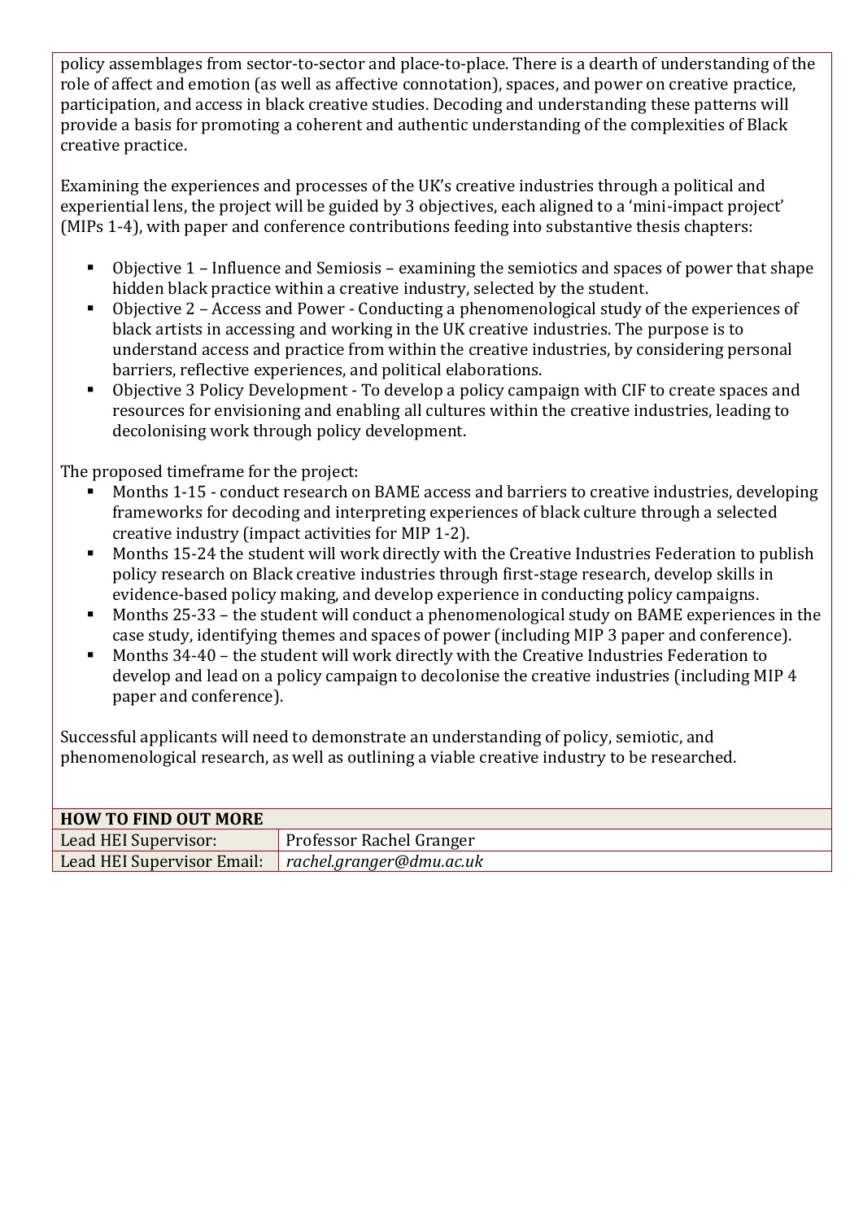policy assemblages from sector-to-sector and place-to-place. There is a dearth of understanding of the role of affect and emotion (as well as affective connotation), spaces, and power on creative practice, participation, and access in black creative studies. Decoding and understanding these patterns will provide a basis for promoting a coherent and authentic understanding of the complexities of Black creative practice.

Examining the experiences and processes of the UK's creative industries through a political and experiential lens, the project will be guided by 3 objectives, each aligned to a 'mini-impact project' (MIPs 1-4), with paper and conference contributions feeding into substantive thesis chapters:

- Objective 1 – Influence and Semiosis – examining the semiotics and spaces of power that shape hidden black practice within a creative industry, selected by the student.
- Objective 2 – Access and Power - Conducting a phenomenological study of the experiences of black artists in accessing and working in the UK creative industries. The purpose is to understand access and practice from within the creative industries, by considering personal barriers, reflective experiences, and political elaborations.
- Objective 3 Policy Development - To develop a policy campaign with CIF to create spaces and resources for envisioning and enabling all cultures within the creative industries, leading to decolonising work through policy development.

The proposed timeframe for the project:

- Months 1-15 - conduct research on BAME access and barriers to creative industries, developing frameworks for decoding and interpreting experiences of black culture through a selected creative industry (impact activities for MIP 1-2).
- Months 15-24 the student will work directly with the Creative Industries Federation to publish policy research on Black creative industries through first-stage research, develop skills in evidence-based policy making, and develop experience in conducting policy campaigns.
- Months 25-33 – the student will conduct a phenomenological study on BAME experiences in the case study, identifying themes and spaces of power (including MIP 3 paper and conference).
- Months 34-40 – the student will work directly with the Creative Industries Federation to develop and lead on a policy campaign to decolonise the creative industries (including MIP 4 paper and conference).

Successful applicants will need to demonstrate an understanding of policy, semiotic, and phenomenological research, as well as outlining a viable creative industry to be researched.

| **HOW TO FIND OUT MORE** | |
|---|---|
| Lead HEI Supervisor: | Professor Rachel Granger |
| Lead HEI Supervisor Email: | *rachel.granger@dmu.ac.uk* |